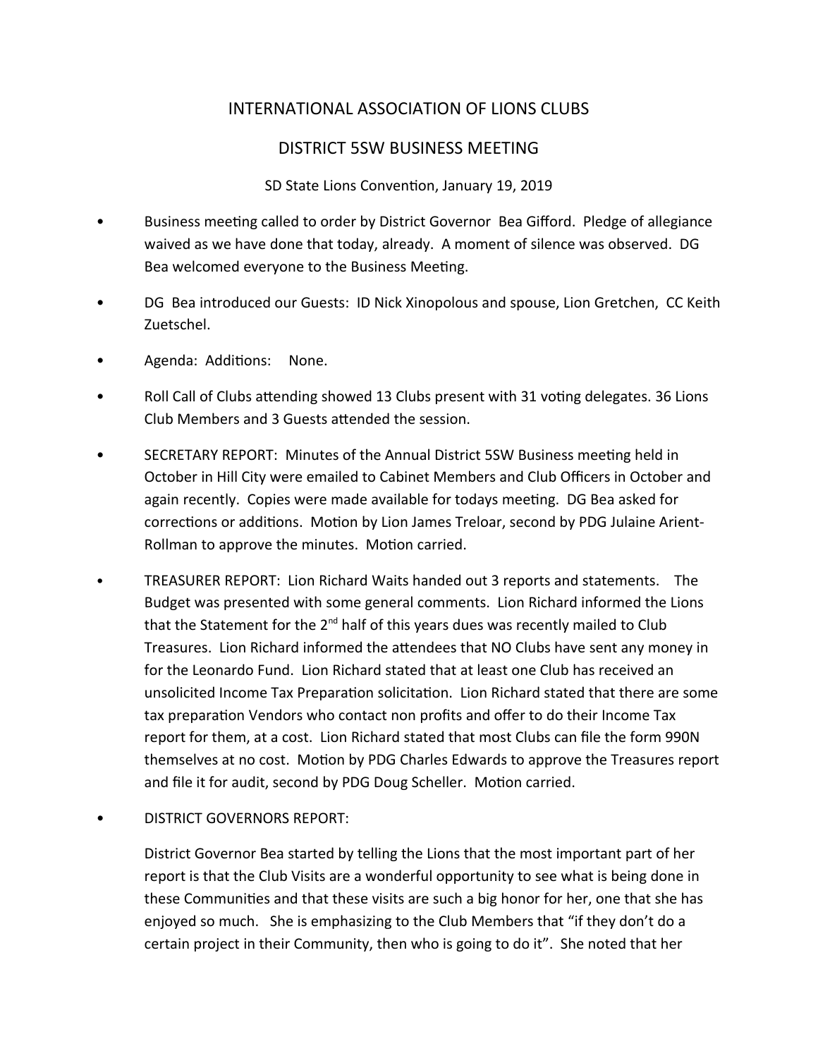# INTERNATIONAL ASSOCIATION OF LIONS CLUBS

## DISTRICT 5SW BUSINESS MEETING

SD State Lions Convention, January 19, 2019

- Business meeting called to order by District Governor Bea Gifford. Pledge of allegiance waived as we have done that today, already. A moment of silence was observed. DG Bea welcomed everyone to the Business Meeting.

- DG Bea introduced our Guests: ID Nick Xinopolous and spouse, Lion Gretchen, CC Keith Zuetschel.

- Agenda: Additions: None.

- Roll Call of Clubs attending showed 13 Clubs present with 31 voting delegates. 36 Lions Club Members and 3 Guests attended the session.

- SECRETARY REPORT: Minutes of the Annual District 5SW Business meeting held in October in Hill City were emailed to Cabinet Members and Club Officers in October and again recently. Copies were made available for todays meeting. DG Bea asked for corrections or additions. Motion by Lion James Treloar, second by PDG Julaine Arient-Rollman to approve the minutes. Motion carried.

- TREASURER REPORT: Lion Richard Waits handed out 3 reports and statements. The Budget was presented with some general comments. Lion Richard informed the Lions that the Statement for the 2nd half of this years dues was recently mailed to Club Treasures. Lion Richard informed the attendees that NO Clubs have sent any money in for the Leonardo Fund. Lion Richard stated that at least one Club has received an unsolicited Income Tax Preparation solicitation. Lion Richard stated that there are some tax preparation Vendors who contact non profits and offer to do their Income Tax report for them, at a cost. Lion Richard stated that most Clubs can file the form 990N themselves at no cost. Motion by PDG Charles Edwards to approve the Treasures report and file it for audit, second by PDG Doug Scheller. Motion carried.

- DISTRICT GOVERNORS REPORT:

  District Governor Bea started by telling the Lions that the most important part of her report is that the Club Visits are a wonderful opportunity to see what is being done in these Communities and that these visits are such a big honor for her, one that she has enjoyed so much. She is emphasizing to the Club Members that "if they don't do a certain project in their Community, then who is going to do it". She noted that her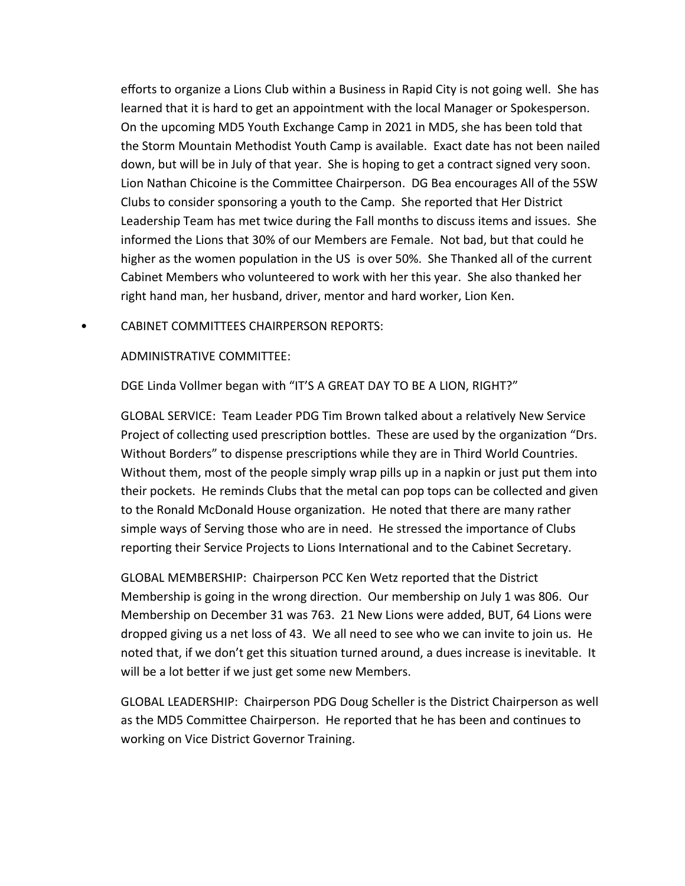efforts to organize a Lions Club within a Business in Rapid City is not going well. She has learned that it is hard to get an appointment with the local Manager or Spokesperson. On the upcoming MD5 Youth Exchange Camp in 2021 in MD5, she has been told that the Storm Mountain Methodist Youth Camp is available. Exact date has not been nailed down, but will be in July of that year. She is hoping to get a contract signed very soon. Lion Nathan Chicoine is the Committee Chairperson. DG Bea encourages All of the 5SW Clubs to consider sponsoring a youth to the Camp. She reported that Her District Leadership Team has met twice during the Fall months to discuss items and issues. She informed the Lions that 30% of our Members are Female. Not bad, but that could he higher as the women population in the US is over 50%. She Thanked all of the current Cabinet Members who volunteered to work with her this year. She also thanked her right hand man, her husband, driver, mentor and hard worker, Lion Ken.

- CABINET COMMITTEES CHAIRPERSON REPORTS:

  ADMINISTRATIVE COMMITTEE:

  DGE Linda Vollmer began with "IT'S A GREAT DAY TO BE A LION, RIGHT?"

  GLOBAL SERVICE: Team Leader PDG Tim Brown talked about a relatively New Service Project of collecting used prescription bottles. These are used by the organization "Drs. Without Borders" to dispense prescriptions while they are in Third World Countries. Without them, most of the people simply wrap pills up in a napkin or just put them into their pockets. He reminds Clubs that the metal can pop tops can be collected and given to the Ronald McDonald House organization. He noted that there are many rather simple ways of Serving those who are in need. He stressed the importance of Clubs reporting their Service Projects to Lions International and to the Cabinet Secretary.

  GLOBAL MEMBERSHIP: Chairperson PCC Ken Wetz reported that the District Membership is going in the wrong direction. Our membership on July 1 was 806. Our Membership on December 31 was 763. 21 New Lions were added, BUT, 64 Lions were dropped giving us a net loss of 43. We all need to see who we can invite to join us. He noted that, if we don't get this situation turned around, a dues increase is inevitable. It will be a lot better if we just get some new Members.

  GLOBAL LEADERSHIP: Chairperson PDG Doug Scheller is the District Chairperson as well as the MD5 Committee Chairperson. He reported that he has been and continues to working on Vice District Governor Training.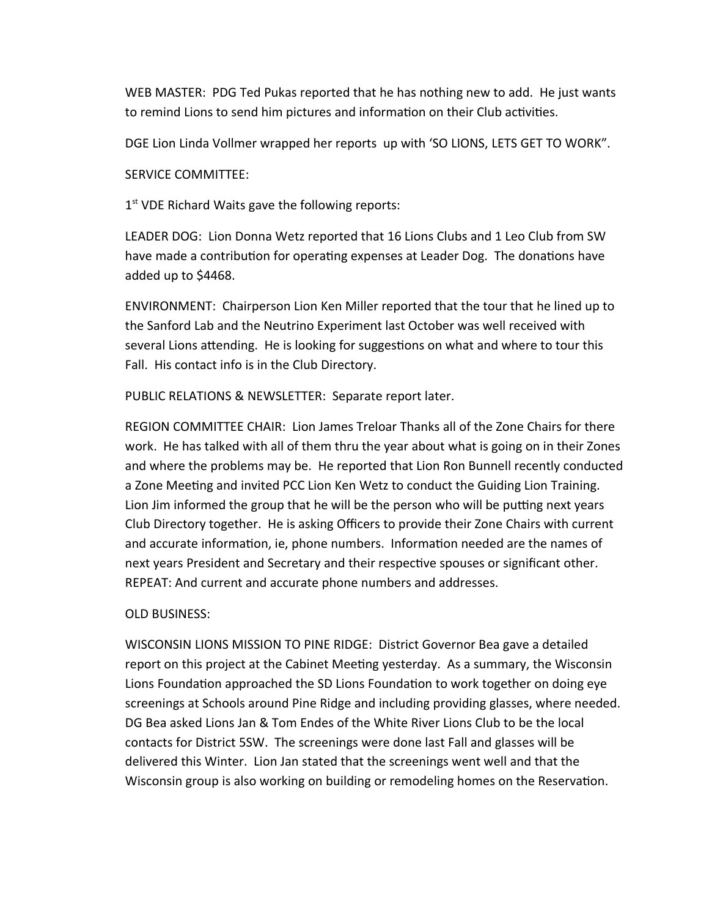WEB MASTER:  PDG Ted Pukas reported that he has nothing new to add.  He just wants to remind Lions to send him pictures and information on their Club activities.

DGE Lion Linda Vollmer wrapped her reports  up with 'SO LIONS, LETS GET TO WORK".

SERVICE COMMITTEE:

1st VDE Richard Waits gave the following reports:

LEADER DOG:  Lion Donna Wetz reported that 16 Lions Clubs and 1 Leo Club from SW have made a contribution for operating expenses at Leader Dog.  The donations have added up to $4468.

ENVIRONMENT:  Chairperson Lion Ken Miller reported that the tour that he lined up to the Sanford Lab and the Neutrino Experiment last October was well received with several Lions attending.  He is looking for suggestions on what and where to tour this Fall.  His contact info is in the Club Directory.

PUBLIC RELATIONS & NEWSLETTER:  Separate report later.

REGION COMMITTEE CHAIR:  Lion James Treloar Thanks all of the Zone Chairs for there work.  He has talked with all of them thru the year about what is going on in their Zones and where the problems may be.  He reported that Lion Ron Bunnell recently conducted a Zone Meeting and invited PCC Lion Ken Wetz to conduct the Guiding Lion Training.  Lion Jim informed the group that he will be the person who will be putting next years Club Directory together.  He is asking Officers to provide their Zone Chairs with current and accurate information, ie, phone numbers.  Information needed are the names of next years President and Secretary and their respective spouses or significant other.  REPEAT: And current and accurate phone numbers and addresses.

OLD BUSINESS:

WISCONSIN LIONS MISSION TO PINE RIDGE:  District Governor Bea gave a detailed report on this project at the Cabinet Meeting yesterday.  As a summary, the Wisconsin Lions Foundation approached the SD Lions Foundation to work together on doing eye screenings at Schools around Pine Ridge and including providing glasses, where needed.  DG Bea asked Lions Jan & Tom Endes of the White River Lions Club to be the local contacts for District 5SW.  The screenings were done last Fall and glasses will be delivered this Winter.  Lion Jan stated that the screenings went well and that the Wisconsin group is also working on building or remodeling homes on the Reservation.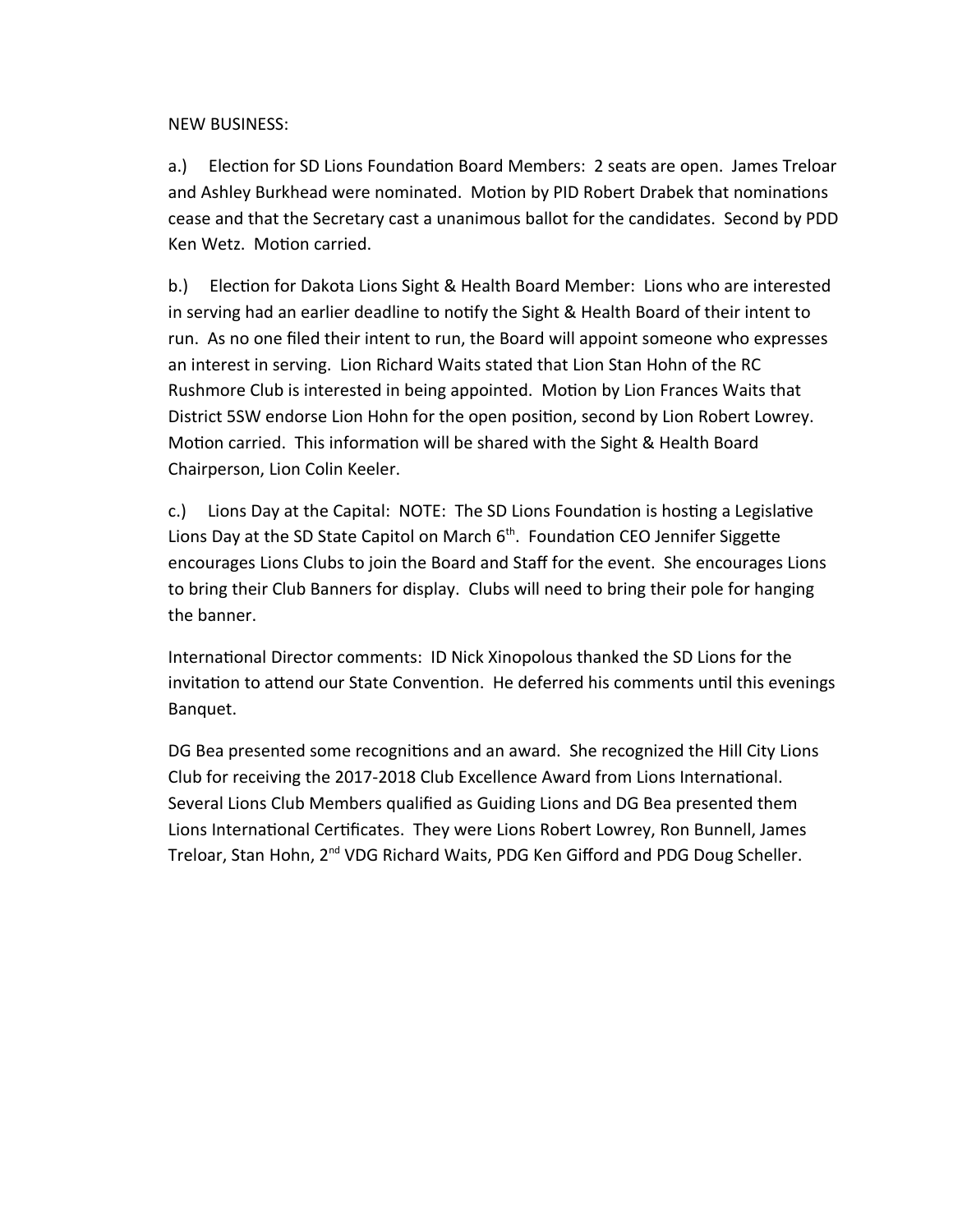NEW BUSINESS:

a.) Election for SD Lions Foundation Board Members: 2 seats are open. James Treloar and Ashley Burkhead were nominated. Motion by PID Robert Drabek that nominations cease and that the Secretary cast a unanimous ballot for the candidates. Second by PDD Ken Wetz. Motion carried.

b.) Election for Dakota Lions Sight & Health Board Member: Lions who are interested in serving had an earlier deadline to notify the Sight & Health Board of their intent to run. As no one filed their intent to run, the Board will appoint someone who expresses an interest in serving. Lion Richard Waits stated that Lion Stan Hohn of the RC Rushmore Club is interested in being appointed. Motion by Lion Frances Waits that District 5SW endorse Lion Hohn for the open position, second by Lion Robert Lowrey. Motion carried. This information will be shared with the Sight & Health Board Chairperson, Lion Colin Keeler.

c.) Lions Day at the Capital: NOTE: The SD Lions Foundation is hosting a Legislative Lions Day at the SD State Capitol on March 6th. Foundation CEO Jennifer Siggette encourages Lions Clubs to join the Board and Staff for the event. She encourages Lions to bring their Club Banners for display. Clubs will need to bring their pole for hanging the banner.

International Director comments: ID Nick Xinopolous thanked the SD Lions for the invitation to attend our State Convention. He deferred his comments until this evenings Banquet.

DG Bea presented some recognitions and an award. She recognized the Hill City Lions Club for receiving the 2017-2018 Club Excellence Award from Lions International. Several Lions Club Members qualified as Guiding Lions and DG Bea presented them Lions International Certificates. They were Lions Robert Lowrey, Ron Bunnell, James Treloar, Stan Hohn, 2nd VDG Richard Waits, PDG Ken Gifford and PDG Doug Scheller.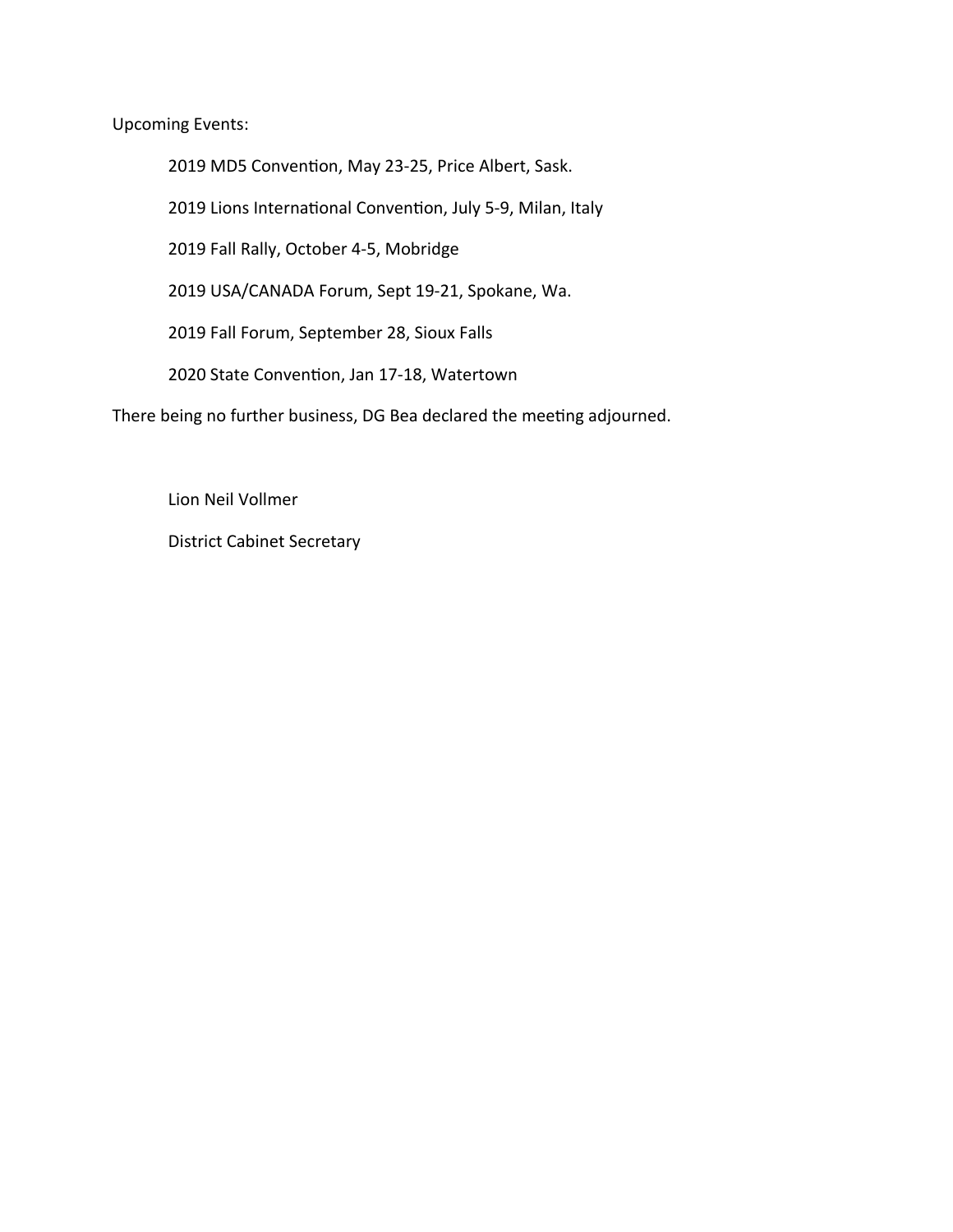Upcoming Events:

2019 MD5 Convention, May 23-25, Price Albert, Sask.

2019 Lions International Convention, July 5-9, Milan, Italy

2019 Fall Rally, October 4-5, Mobridge

2019 USA/CANADA Forum, Sept 19-21, Spokane, Wa.

2019 Fall Forum, September 28, Sioux Falls

2020 State Convention, Jan 17-18, Watertown

There being no further business, DG Bea declared the meeting adjourned.

Lion Neil Vollmer

District Cabinet Secretary